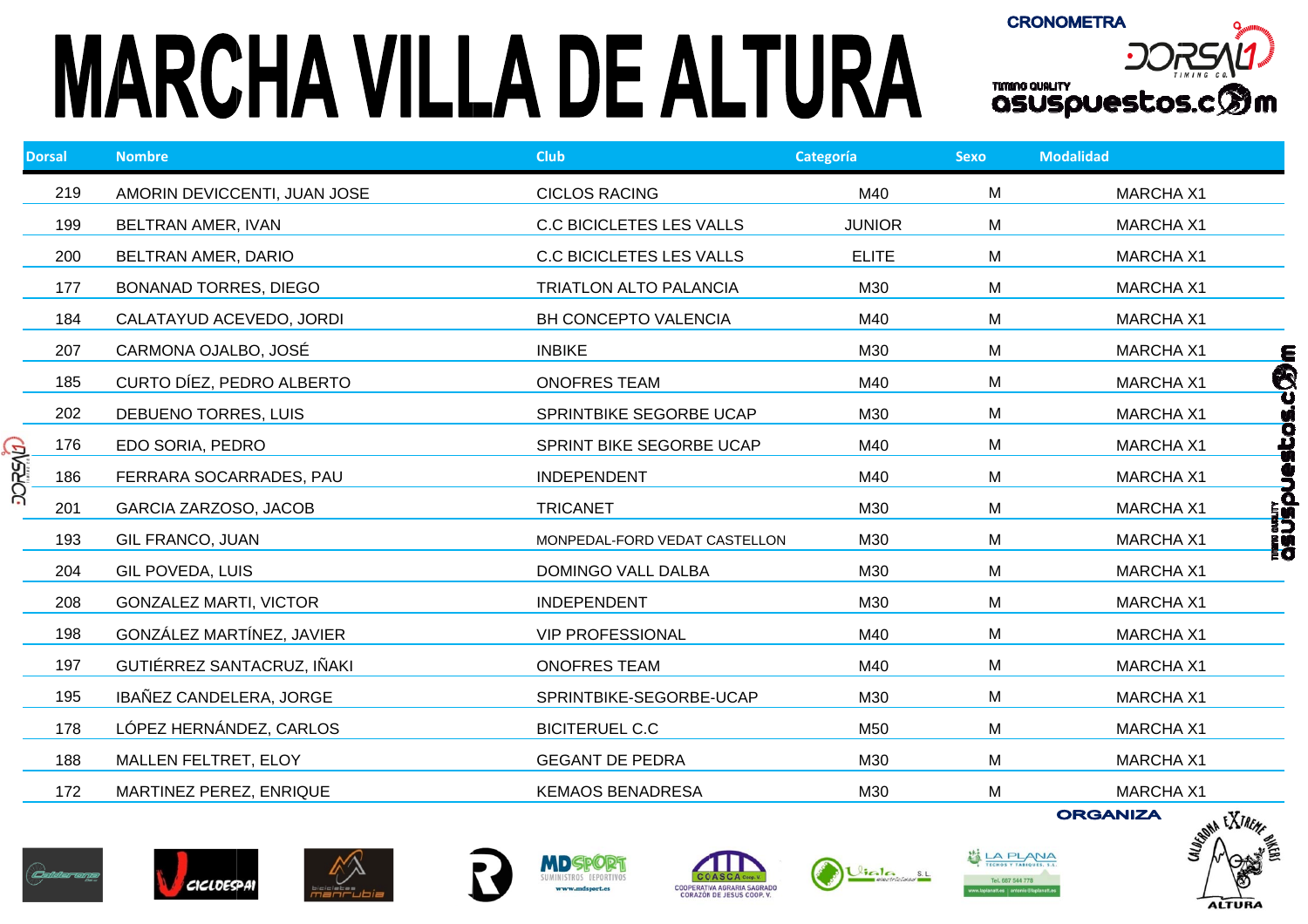# MARCHA VILLA DE ALTURA

CRONOMETRA

| Dorsal | Nombre | Club | Categoría | Sexo | Modalidad |
|---|---|---|---|---|---|
| 219 | AMORIN DEVICCENTI, JUAN JOSE | CICLOS RACING | M40 | M | MARCHA X1 |
| 199 | BELTRAN AMER, IVAN | C.C BICICLETES LES VALLS | JUNIOR | M | MARCHA X1 |
| 200 | BELTRAN AMER, DARIO | C.C BICICLETES LES VALLS | ELITE | M | MARCHA X1 |
| 177 | BONANAD TORRES, DIEGO | TRIATLON ALTO PALANCIA | M30 | M | MARCHA X1 |
| 184 | CALATAYUD ACEVEDO, JORDI | BH CONCEPTO VALENCIA | M40 | M | MARCHA X1 |
| 207 | CARMONA OJALBO, JOSÉ | INBIKE | M30 | M | MARCHA X1 |
| 185 | CURTO DÍEZ, PEDRO ALBERTO | ONOFRES TEAM | M40 | M | MARCHA X1 |
| 202 | DEBUENO TORRES, LUIS | SPRINTBIKE SEGORBE UCAP | M30 | M | MARCHA X1 |
| 176 | EDO SORIA, PEDRO | SPRINT BIKE SEGORBE UCAP | M40 | M | MARCHA X1 |
| 186 | FERRARA SOCARRADES, PAU | INDEPENDENT | M40 | M | MARCHA X1 |
| 201 | GARCIA ZARZOSO, JACOB | TRICANET | M30 | M | MARCHA X1 |
| 193 | GIL FRANCO, JUAN | MONPEDAL-FORD VEDAT CASTELLON | M30 | M | MARCHA X1 |
| 204 | GIL POVEDA, LUIS | DOMINGO VALL DALBA | M30 | M | MARCHA X1 |
| 208 | GONZALEZ MARTI, VICTOR | INDEPENDENT | M30 | M | MARCHA X1 |
| 198 | GONZÁLEZ MARTÍNEZ, JAVIER | VIP PROFESSIONAL | M40 | M | MARCHA X1 |
| 197 | GUTIÉRREZ SANTACRUZ, IÑAKI | ONOFRES TEAM | M40 | M | MARCHA X1 |
| 195 | IBAÑEZ CANDELERA, JORGE | SPRINTBIKE-SEGORBE-UCAP | M30 | M | MARCHA X1 |
| 178 | LÓPEZ HERNÁNDEZ, CARLOS | BICITERUEL C.C | M50 | M | MARCHA X1 |
| 188 | MALLEN FELTRET, ELOY | GEGANT DE PEDRA | M30 | M | MARCHA X1 |
| 172 | MARTINEZ PEREZ, ENRIQUE | KEMAOS BENADRESA | M30 | M | MARCHA X1 |

ORGANIZA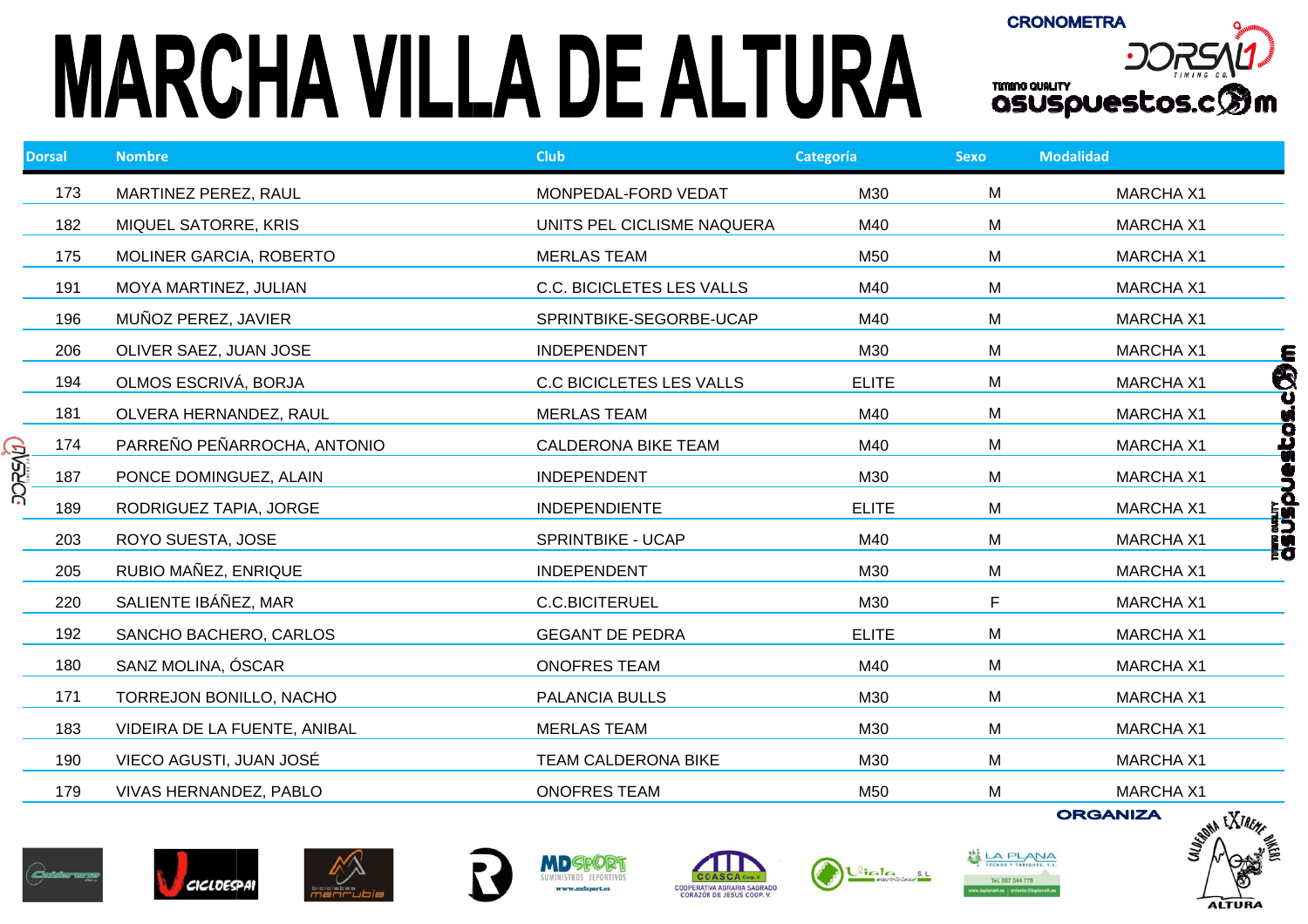# MARCHA VILLA DE ALTURA

CRONOMETRA

| Dorsal | Nombre | Club | Categoría | Sexo | Modalidad |
|---|---|---|---|---|---|
| 173 | MARTINEZ PEREZ, RAUL | MONPEDAL-FORD VEDAT | M30 | M | MARCHA X1 |
| 182 | MIQUEL SATORRE, KRIS | UNITS PEL CICLISME NAQUERA | M40 | M | MARCHA X1 |
| 175 | MOLINER GARCIA, ROBERTO | MERLAS TEAM | M50 | M | MARCHA X1 |
| 191 | MOYA MARTINEZ, JULIAN | C.C. BICICLETES LES VALLS | M40 | M | MARCHA X1 |
| 196 | MUÑOZ PEREZ, JAVIER | SPRINTBIKE-SEGORBE-UCAP | M40 | M | MARCHA X1 |
| 206 | OLIVER SAEZ, JUAN JOSE | INDEPENDENT | M30 | M | MARCHA X1 |
| 194 | OLMOS ESCRIVÁ, BORJA | C.C BICICLETES LES VALLS | ELITE | M | MARCHA X1 |
| 181 | OLVERA HERNANDEZ, RAUL | MERLAS TEAM | M40 | M | MARCHA X1 |
| 174 | PARREÑO PEÑARROCHA, ANTONIO | CALDERONA BIKE TEAM | M40 | M | MARCHA X1 |
| 187 | PONCE DOMINGUEZ, ALAIN | INDEPENDENT | M30 | M | MARCHA X1 |
| 189 | RODRIGUEZ TAPIA, JORGE | INDEPENDIENTE | ELITE | M | MARCHA X1 |
| 203 | ROYO SUESTA, JOSE | SPRINTBIKE - UCAP | M40 | M | MARCHA X1 |
| 205 | RUBIO MAÑEZ, ENRIQUE | INDEPENDENT | M30 | M | MARCHA X1 |
| 220 | SALIENTE IBÁÑEZ, MAR | C.C.BICITERUEL | M30 | F | MARCHA X1 |
| 192 | SANCHO BACHERO, CARLOS | GEGANT DE PEDRA | ELITE | M | MARCHA X1 |
| 180 | SANZ MOLINA, ÓSCAR | ONOFRES TEAM | M40 | M | MARCHA X1 |
| 171 | TORREJON BONILLO, NACHO | PALANCIA BULLS | M30 | M | MARCHA X1 |
| 183 | VIDEIRA DE LA FUENTE, ANIBAL | MERLAS TEAM | M30 | M | MARCHA X1 |
| 190 | VIECO AGUSTI, JUAN JOSÉ | TEAM CALDERONA BIKE | M30 | M | MARCHA X1 |
| 179 | VIVAS HERNANDEZ, PABLO | ONOFRES TEAM | M50 | M | MARCHA X1 |

ORGANIZA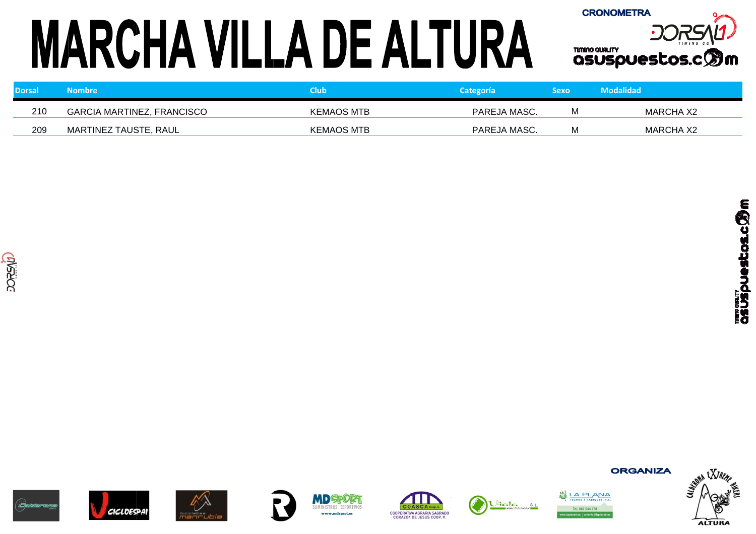# MARCHA VILLA DE ALTURA

CRONOMETRA

| Dorsal | Nombre | Club | Categoría | Sexo | Modalidad |
|---|---|---|---|---|---|
| 210 | GARCIA MARTINEZ, FRANCISCO | KEMAOS MTB | PAREJA MASC. | M | MARCHA X2 |
| 209 | MARTINEZ TAUSTE, RAUL | KEMAOS MTB | PAREJA MASC. | M | MARCHA X2 |

ORGANIZA